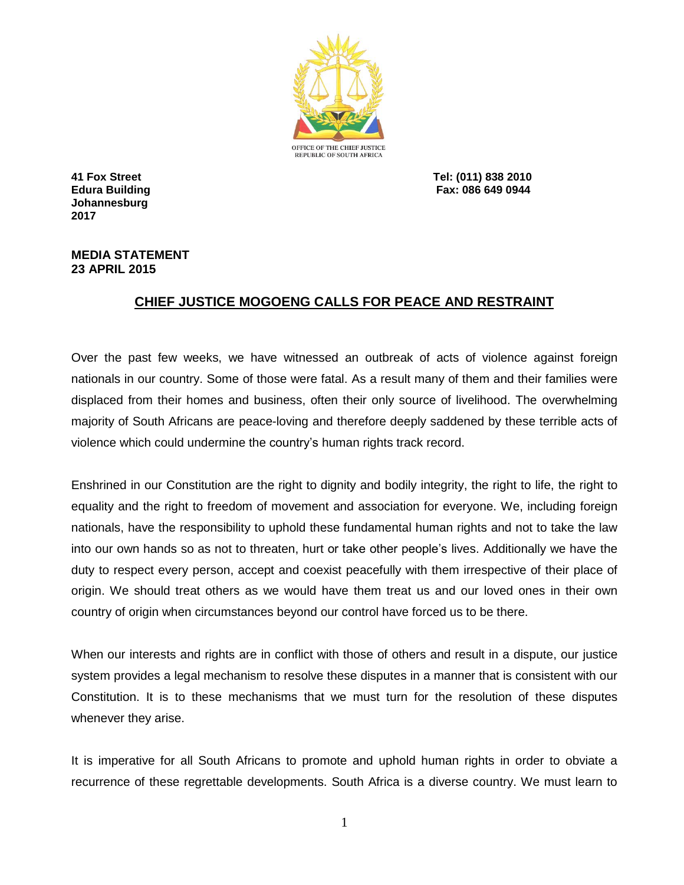OFFICE OF THE CHIEF JUSTICE
REPUBLIC OF SOUTH AFRICA

**41 Fox Street**
**Edura Building**
**Johannesburg**
**2017**

**Tel: (011) 838 2010**
**Fax: 086 649 0944**

**MEDIA STATEMENT**
**23 APRIL 2015**

## CHIEF JUSTICE MOGOENG CALLS FOR PEACE AND RESTRAINT

Over the past few weeks, we have witnessed an outbreak of acts of violence against foreign nationals in our country. Some of those were fatal. As a result many of them and their families were displaced from their homes and business, often their only source of livelihood. The overwhelming majority of South Africans are peace-loving and therefore deeply saddened by these terrible acts of violence which could undermine the country's human rights track record.

Enshrined in our Constitution are the right to dignity and bodily integrity, the right to life, the right to equality and the right to freedom of movement and association for everyone. We, including foreign nationals, have the responsibility to uphold these fundamental human rights and not to take the law into our own hands so as not to threaten, hurt or take other people's lives. Additionally we have the duty to respect every person, accept and coexist peacefully with them irrespective of their place of origin. We should treat others as we would have them treat us and our loved ones in their own country of origin when circumstances beyond our control have forced us to be there.

When our interests and rights are in conflict with those of others and result in a dispute, our justice system provides a legal mechanism to resolve these disputes in a manner that is consistent with our Constitution. It is to these mechanisms that we must turn for the resolution of these disputes whenever they arise.

It is imperative for all South Africans to promote and uphold human rights in order to obviate a recurrence of these regrettable developments. South Africa is a diverse country. We must learn to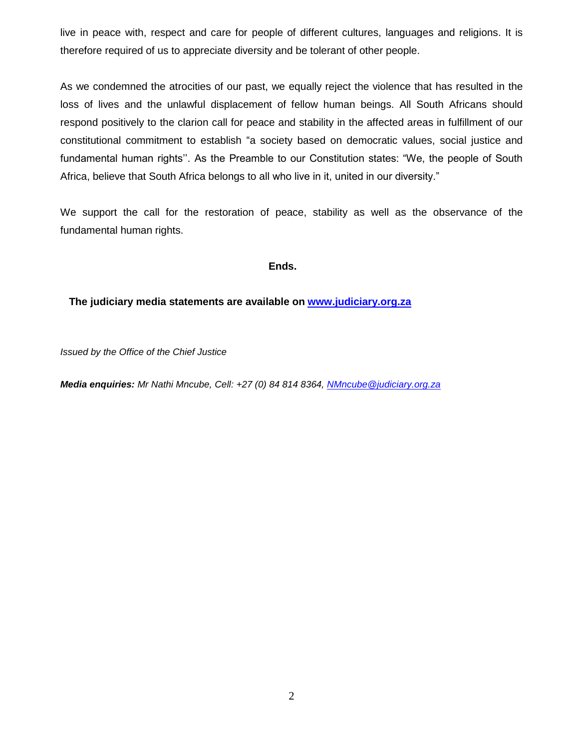live in peace with, respect and care for people of different cultures, languages and religions. It is therefore required of us to appreciate diversity and be tolerant of other people.

As we condemned the atrocities of our past, we equally reject the violence that has resulted in the loss of lives and the unlawful displacement of fellow human beings. All South Africans should respond positively to the clarion call for peace and stability in the affected areas in fulfillment of our constitutional commitment to establish "a society based on democratic values, social justice and fundamental human rights''. As the Preamble to our Constitution states: "We, the people of South Africa, believe that South Africa belongs to all who live in it, united in our diversity."

We support the call for the restoration of peace, stability as well as the observance of the fundamental human rights.

**Ends.**

**The judiciary media statements are available on [www.judiciary.org.za](http://www.judiciary.org.za)**

*Issued by the Office of the Chief Justice*

***Media enquiries:*** *Mr Nathi Mncube, Cell: +27 (0) 84 814 8364, [NMncube@judiciary.org.za](mailto:NMncube@judiciary.org.za)*